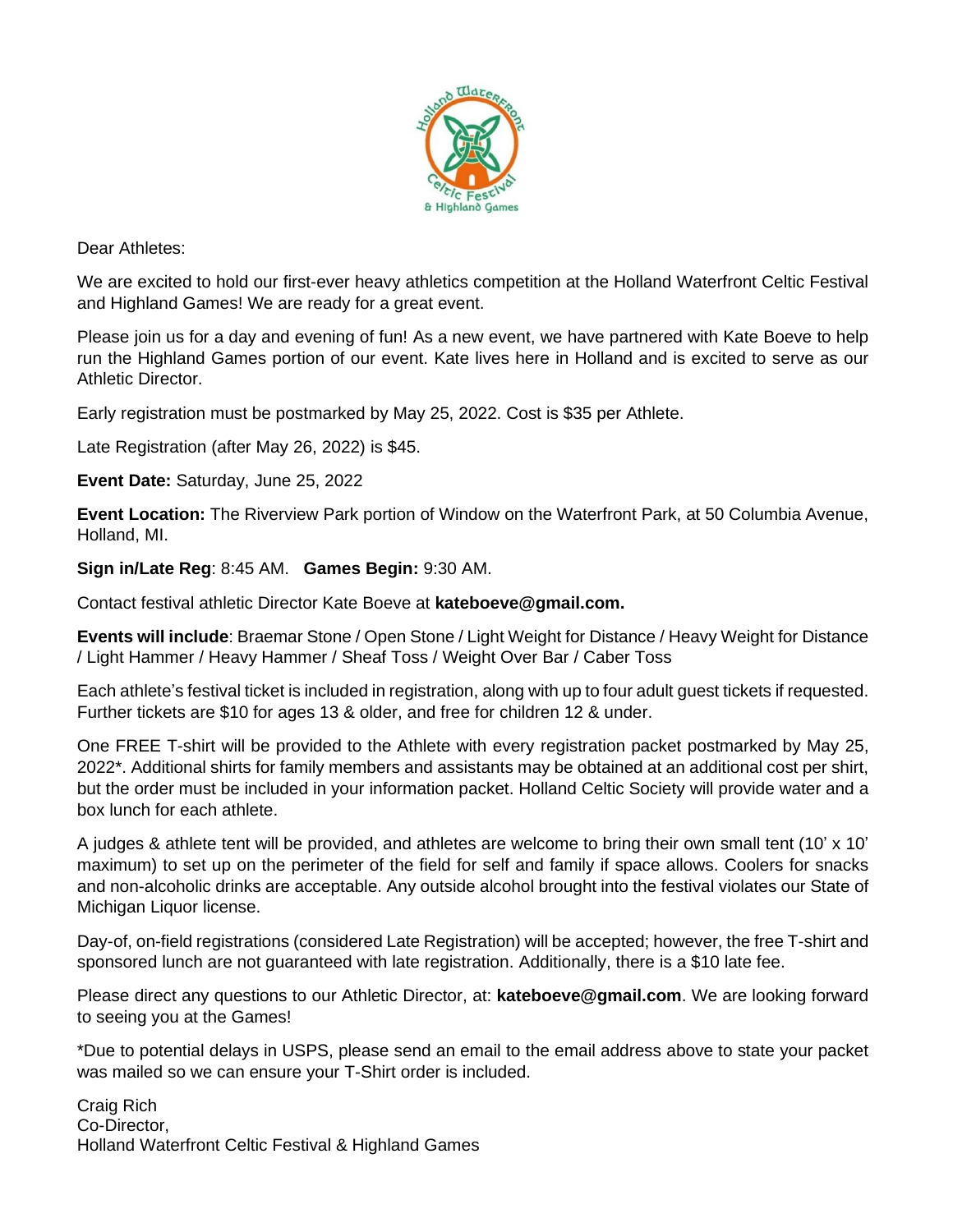Dear Athletes:

We are excited to hold our first-ever heavy athletics competition at the Holland Waterfront Celtic Festival and Highland Games! We are ready for a great event.

Please join us for a day and evening of fun! As a new event, we have partnered with Kate Boeve to help run the Highland Games portion of our event. Kate lives here in Holland and is excited to serve as our Athletic Director.

Early registration must be postmarked by May 25, 2022. Cost is $35 per Athlete.

Late Registration (after May 26, 2022) is $45.

**Event Date:** Saturday, June 25, 2022

**Event Location:** The Riverview Park portion of Window on the Waterfront Park, at 50 Columbia Avenue, Holland, MI.

**Sign in/Late Reg**: 8:45 AM. **Games Begin:** 9:30 AM.

Contact festival athletic Director Kate Boeve at **kateboeve@gmail.com.**

**Events will include**: Braemar Stone / Open Stone / Light Weight for Distance / Heavy Weight for Distance / Light Hammer / Heavy Hammer / Sheaf Toss / Weight Over Bar / Caber Toss

Each athlete's festival ticket is included in registration, along with up to four adult guest tickets if requested. Further tickets are $10 for ages 13 & older, and free for children 12 & under.

One FREE T-shirt will be provided to the Athlete with every registration packet postmarked by May 25, 2022*. Additional shirts for family members and assistants may be obtained at an additional cost per shirt, but the order must be included in your information packet. Holland Celtic Society will provide water and a box lunch for each athlete.

A judges & athlete tent will be provided, and athletes are welcome to bring their own small tent (10' x 10' maximum) to set up on the perimeter of the field for self and family if space allows. Coolers for snacks and non-alcoholic drinks are acceptable. Any outside alcohol brought into the festival violates our State of Michigan Liquor license.

Day-of, on-field registrations (considered Late Registration) will be accepted; however, the free T-shirt and sponsored lunch are not guaranteed with late registration. Additionally, there is a $10 late fee.

Please direct any questions to our Athletic Director, at: **kateboeve@gmail.com**. We are looking forward to seeing you at the Games!

*Due to potential delays in USPS, please send an email to the email address above to state your packet was mailed so we can ensure your T-Shirt order is included.

Craig Rich
Co-Director,
Holland Waterfront Celtic Festival & Highland Games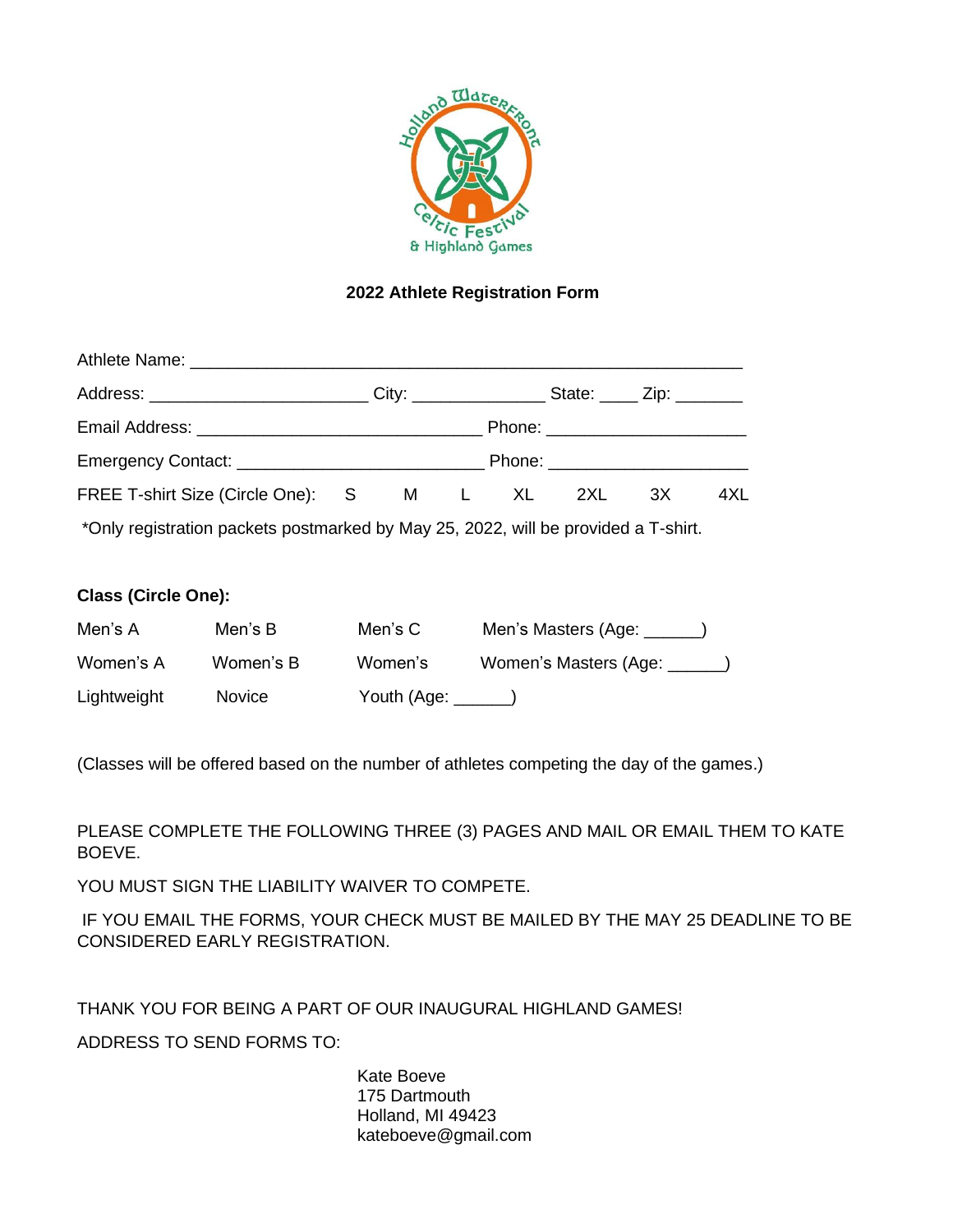Holland Waterfront Celtic Festival & Highland Games

**2022 Athlete Registration Form**

Athlete Name: ____________________________________________________________

Address: ________________________ City: ______________ State: ____ Zip: _______

Email Address: _______________________________ Phone: _____________________

Emergency Contact: ___________________________ Phone: _____________________

FREE T-shirt Size (Circle One): S M L XL 2XL 3X 4XL

*Only registration packets postmarked by May 25, 2022, will be provided a T-shirt.

**Class (Circle One):**

| | | | |
|---|---|---|---|
| Men's A | Men's B | Men's C | Men's Masters (Age: ______) |
| Women's A | Women's B | Women's | Women's Masters (Age: ______) |
| Lightweight | Novice | Youth (Age: ______) | |

(Classes will be offered based on the number of athletes competing the day of the games.)

PLEASE COMPLETE THE FOLLOWING THREE (3) PAGES AND MAIL OR EMAIL THEM TO KATE BOEVE.

YOU MUST SIGN THE LIABILITY WAIVER TO COMPETE.

IF YOU EMAIL THE FORMS, YOUR CHECK MUST BE MAILED BY THE MAY 25 DEADLINE TO BE CONSIDERED EARLY REGISTRATION.

THANK YOU FOR BEING A PART OF OUR INAUGURAL HIGHLAND GAMES!

ADDRESS TO SEND FORMS TO:

Kate Boeve
175 Dartmouth
Holland, MI 49423
kateboeve@gmail.com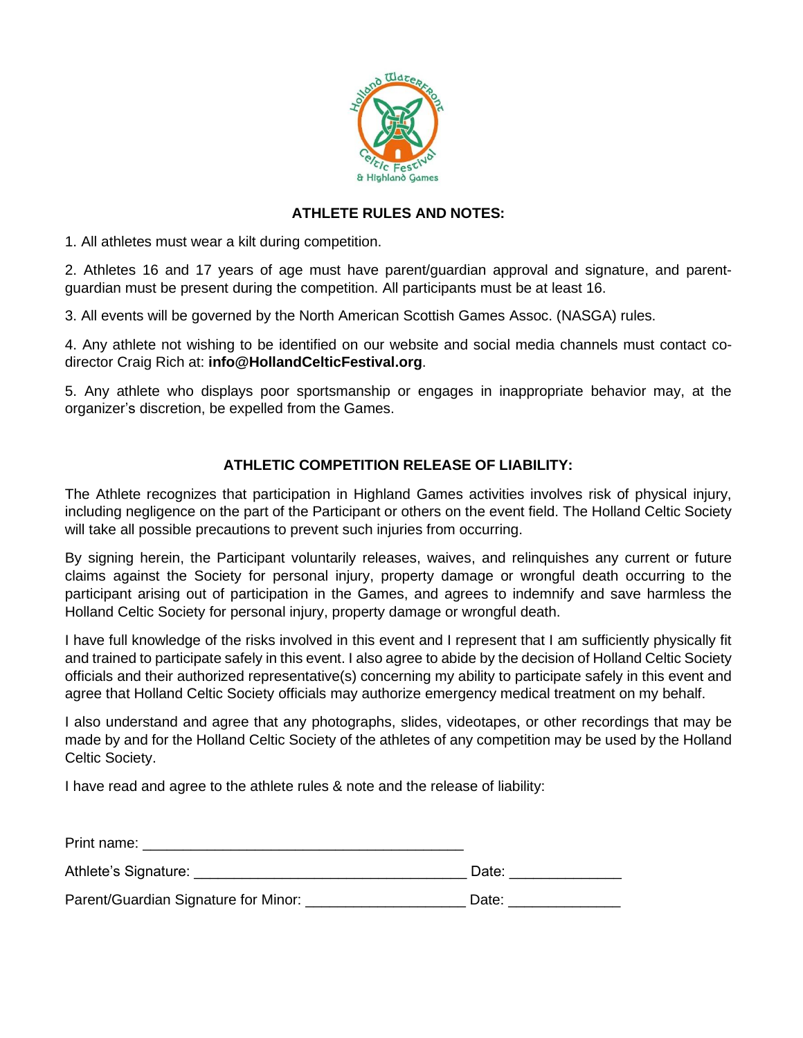## ATHLETE RULES AND NOTES:

1. All athletes must wear a kilt during competition.

2. Athletes 16 and 17 years of age must have parent/guardian approval and signature, and parent-guardian must be present during the competition. All participants must be at least 16.

3. All events will be governed by the North American Scottish Games Assoc. (NASGA) rules.

4. Any athlete not wishing to be identified on our website and social media channels must contact co-director Craig Rich at: **info@HollandCelticFestival.org**.

5. Any athlete who displays poor sportsmanship or engages in inappropriate behavior may, at the organizer's discretion, be expelled from the Games.

## ATHLETIC COMPETITION RELEASE OF LIABILITY:

The Athlete recognizes that participation in Highland Games activities involves risk of physical injury, including negligence on the part of the Participant or others on the event field. The Holland Celtic Society will take all possible precautions to prevent such injuries from occurring.

By signing herein, the Participant voluntarily releases, waives, and relinquishes any current or future claims against the Society for personal injury, property damage or wrongful death occurring to the participant arising out of participation in the Games, and agrees to indemnify and save harmless the Holland Celtic Society for personal injury, property damage or wrongful death.

I have full knowledge of the risks involved in this event and I represent that I am sufficiently physically fit and trained to participate safely in this event. I also agree to abide by the decision of Holland Celtic Society officials and their authorized representative(s) concerning my ability to participate safely in this event and agree that Holland Celtic Society officials may authorize emergency medical treatment on my behalf.

I also understand and agree that any photographs, slides, videotapes, or other recordings that may be made by and for the Holland Celtic Society of the athletes of any competition may be used by the Holland Celtic Society.

I have read and agree to the athlete rules & note and the release of liability:

Print name: ________________________________________

Athlete's Signature: __________________________________ Date: ______________

Parent/Guardian Signature for Minor: ____________________ Date: ______________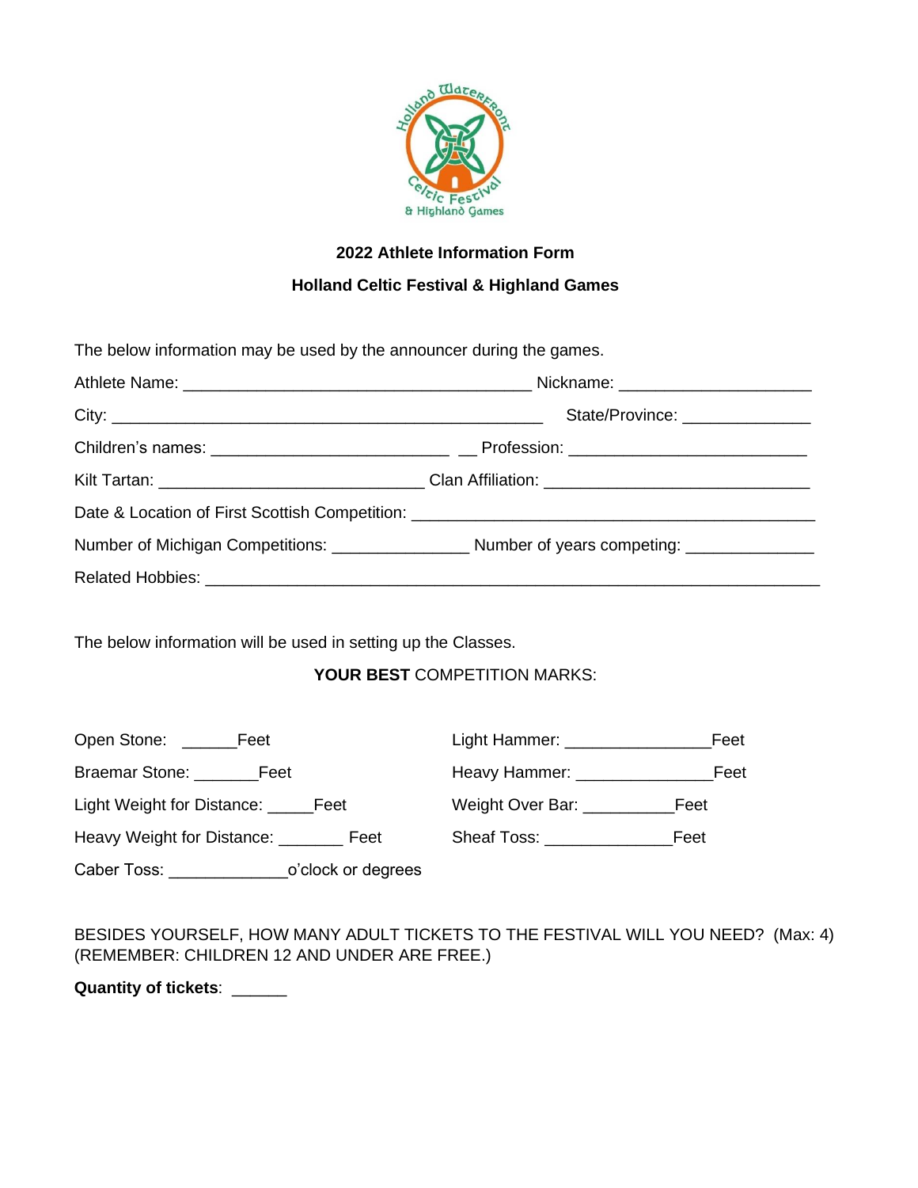**2022 Athlete Information Form**

**Holland Celtic Festival & Highland Games**

The below information may be used by the announcer during the games.

Athlete Name: ______________________________________ Nickname: ____________________

City: _______________________________________________ State/Province: ______________

Children's names: __________________________ __ Profession: _________________________

Kilt Tartan: _____________________________ Clan Affiliation: _____________________________

Date & Location of First Scottish Competition: ____________________________________________

Number of Michigan Competitions: _______________ Number of years competing: ______________

Related Hobbies: ____________________________________________________________________

The below information will be used in setting up the Classes.

**YOUR BEST** COMPETITION MARKS:

Open Stone: ______Feet

Braemar Stone: _______Feet

Light Weight for Distance: _____Feet

Heavy Weight for Distance: _______ Feet

Caber Toss: _____________o'clock or degrees

Light Hammer: ________________Feet

Heavy Hammer: _______________Feet

Weight Over Bar: __________Feet

Sheaf Toss: ______________Feet

BESIDES YOURSELF, HOW MANY ADULT TICKETS TO THE FESTIVAL WILL YOU NEED? (Max: 4) (REMEMBER: CHILDREN 12 AND UNDER ARE FREE.)

**Quantity of tickets**: ______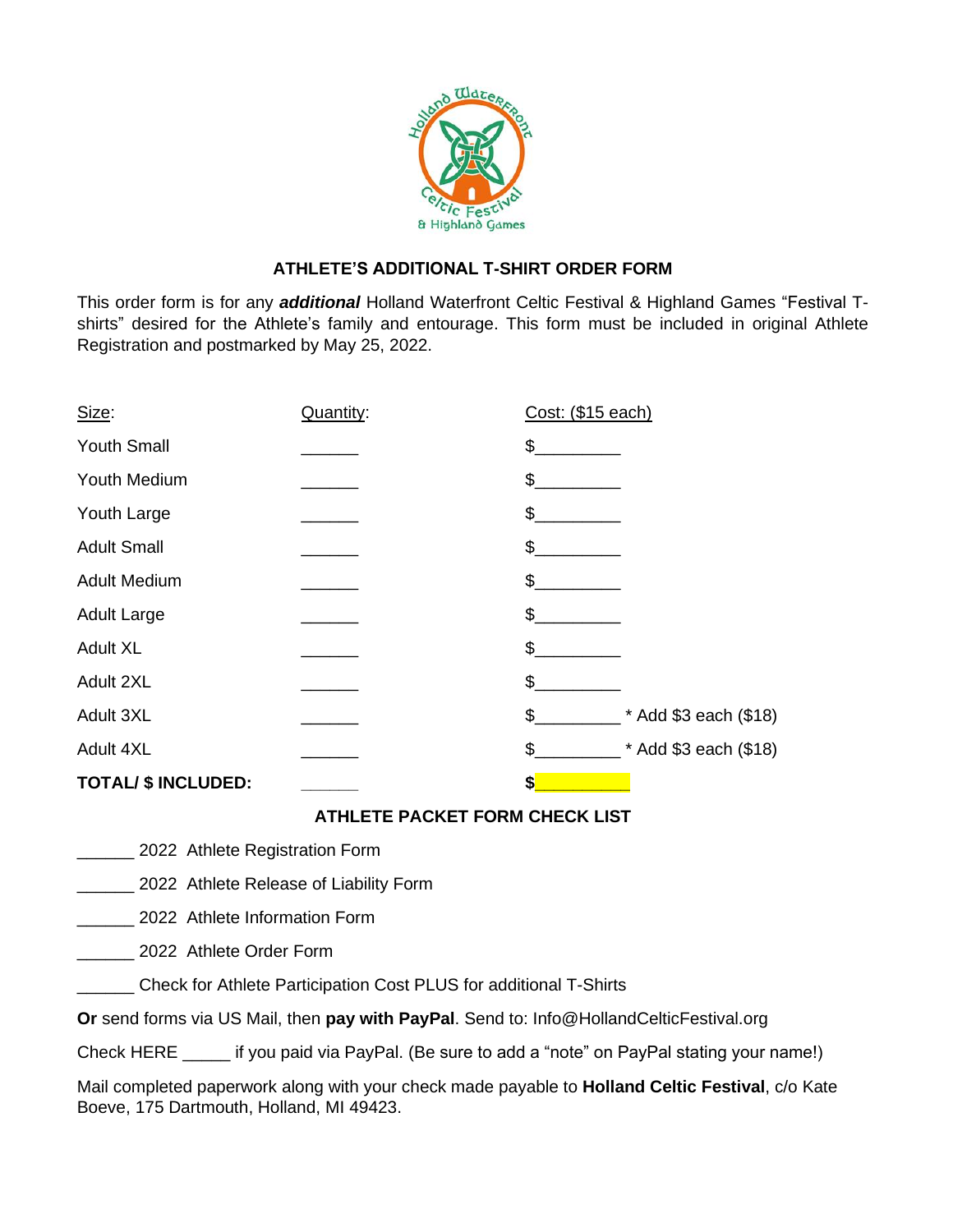## ATHLETE'S ADDITIONAL T-SHIRT ORDER FORM

This order form is for any ***additional*** Holland Waterfront Celtic Festival & Highland Games "Festival T-shirts" desired for the Athlete's family and entourage. This form must be included in original Athlete Registration and postmarked by May 25, 2022.

| Size: | Quantity: | Cost: ($15 each) |
|---|---|---|
| Youth Small | ______ | $_________ |
| Youth Medium | ______ | $_________ |
| Youth Large | ______ | $_________ |
| Adult Small | ______ | $_________ |
| Adult Medium | ______ | $_________ |
| Adult Large | ______ | $_________ |
| Adult XL | ______ | $_________ |
| Adult 2XL | ______ | $_________ |
| Adult 3XL | ______ | $_________ * Add $3 each ($18) |
| Adult 4XL | ______ | $_________ * Add $3 each ($18) |
| **TOTAL/ $ INCLUDED:** | ______ | **$_________** |

### ATHLETE PACKET FORM CHECK LIST

______ 2022 Athlete Registration Form

______ 2022 Athlete Release of Liability Form

______ 2022 Athlete Information Form

______ 2022 Athlete Order Form

______ Check for Athlete Participation Cost PLUS for additional T-Shirts

**Or** send forms via US Mail, then **pay with PayPal**. Send to: Info@HollandCelticFestival.org

Check HERE _____ if you paid via PayPal. (Be sure to add a "note" on PayPal stating your name!)

Mail completed paperwork along with your check made payable to **Holland Celtic Festival**, c/o Kate Boeve, 175 Dartmouth, Holland, MI 49423.